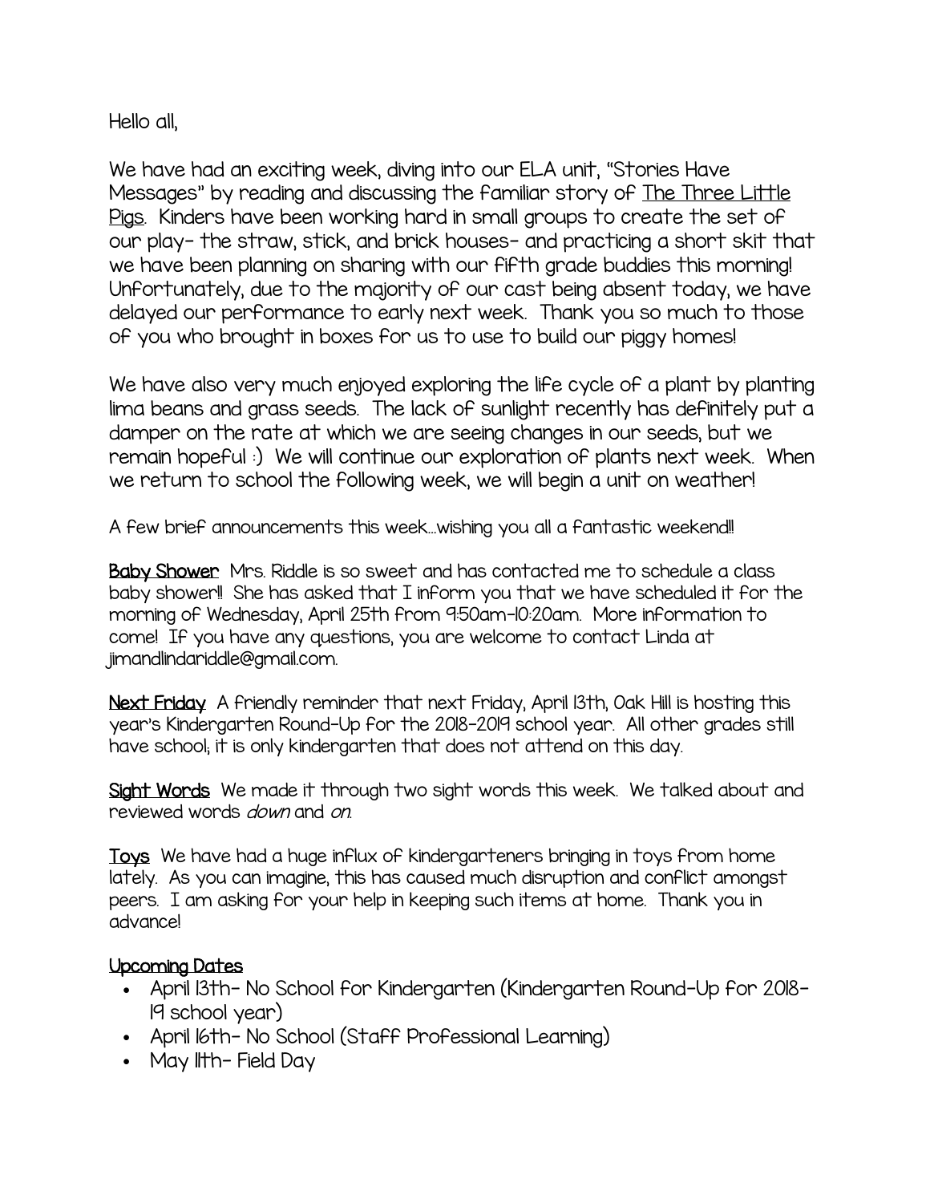Hello all,

We have had an exciting week, diving into our ELA unit, "Stories Have Messages" by reading and discussing the familiar story of The Three Little Pigs. Kinders have been working hard in small groups to create the set of our play- the straw, stick, and brick houses- and practicing a short skit that we have been planning on sharing with our fifth grade buddies this morning! Unfortunately, due to the majority of our cast being absent today, we have delayed our performance to early next week. Thank you so much to those of you who brought in boxes for us to use to build our piggy homes!

We have also very much enjoyed exploring the life cycle of a plant by planting lima beans and grass seeds. The lack of sunlight recently has definitely put a damper on the rate at which we are seeing changes in our seeds, but we remain hopeful :) We will continue our exploration of plants next week. When we return to school the following week, we will begin a unit on weather!

A few brief announcements this week…wishing you all a fantastic weekend!!

**Baby Shower** Mrs. Riddle is so sweet and has contacted me to schedule a class baby shower!! She has asked that I inform you that we have scheduled it for the morning of Wednesday, April 25th from 9:50am-10:20am. More information to come! If you have any questions, you are welcome to contact Linda at jimandlindariddle@gmail.com.

**Next Friday** A friendly reminder that next Friday, April 13th, Oak Hill is hosting this year's Kindergarten Round-Up for the 2018-2019 school year. All other grades still have school; it is only kindergarten that does not attend on this day.

**Sight Words** We made it through two sight words this week. We talked about and reviewed words *down* and *on*.

**Toys** We have had a huge influx of kindergarteners bringing in toys from home lately. As you can imagine, this has caused much disruption and conflict amongst peers. I am asking for your help in keeping such items at home. Thank you in advance!

**Upcoming Dates**

- April 13th- No School for Kindergarten (Kindergarten Round-Up for 2018-19 school year)
- April 16th- No School (Staff Professional Learning)
- May 11th- Field Day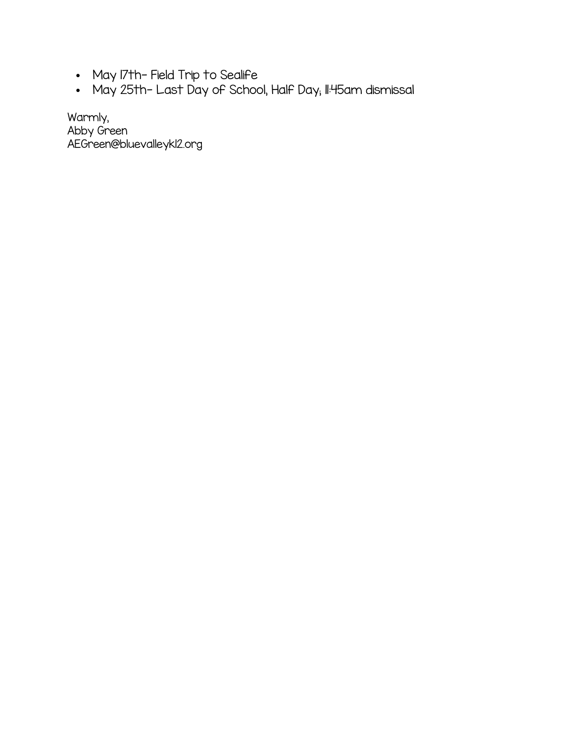- May 17th- Field Trip to Sealife
- May 25th- Last Day of School, Half Day; 11:45am dismissal

Warmly,
Abby Green
AEGreen@bluevalleyk12.org